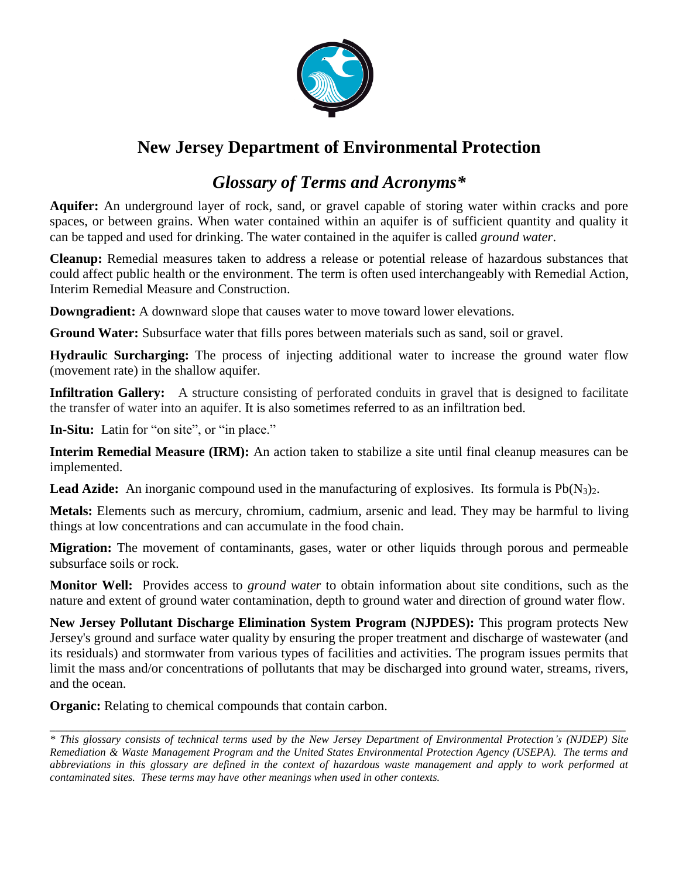# New Jersey Department of Environmental Protection

## *Glossary of Terms and Acronyms**

**Aquifer:** An underground layer of rock, sand, or gravel capable of storing water within cracks and pore spaces, or between grains. When water contained within an aquifer is of sufficient quantity and quality it can be tapped and used for drinking. The water contained in the aquifer is called *ground water*.

**Cleanup:** Remedial measures taken to address a release or potential release of hazardous substances that could affect public health or the environment. The term is often used interchangeably with Remedial Action, Interim Remedial Measure and Construction.

**Downgradient:** A downward slope that causes water to move toward lower elevations.

**Ground Water:** Subsurface water that fills pores between materials such as sand, soil or gravel.

**Hydraulic Surcharging:** The process of injecting additional water to increase the ground water flow (movement rate) in the shallow aquifer.

**Infiltration Gallery:** A structure consisting of perforated conduits in gravel that is designed to facilitate the transfer of water into an aquifer. It is also sometimes referred to as an infiltration bed.

**In-Situ:** Latin for "on site", or "in place."

**Interim Remedial Measure (IRM):** An action taken to stabilize a site until final cleanup measures can be implemented.

**Lead Azide:** An inorganic compound used in the manufacturing of explosives. Its formula is $Pb(N_3)_2$.

**Metals:** Elements such as mercury, chromium, cadmium, arsenic and lead. They may be harmful to living things at low concentrations and can accumulate in the food chain.

**Migration:** The movement of contaminants, gases, water or other liquids through porous and permeable subsurface soils or rock.

**Monitor Well:** Provides access to *ground water* to obtain information about site conditions, such as the nature and extent of ground water contamination, depth to ground water and direction of ground water flow.

**New Jersey Pollutant Discharge Elimination System Program (NJPDES):** This program protects New Jersey's ground and surface water quality by ensuring the proper treatment and discharge of wastewater (and its residuals) and stormwater from various types of facilities and activities. The program issues permits that limit the mass and/or concentrations of pollutants that may be discharged into ground water, streams, rivers, and the ocean.

**Organic:** Relating to chemical compounds that contain carbon.

---

*\* This glossary consists of technical terms used by the New Jersey Department of Environmental Protection's (NJDEP) Site Remediation & Waste Management Program and the United States Environmental Protection Agency (USEPA). The terms and abbreviations in this glossary are defined in the context of hazardous waste management and apply to work performed at contaminated sites. These terms may have other meanings when used in other contexts.*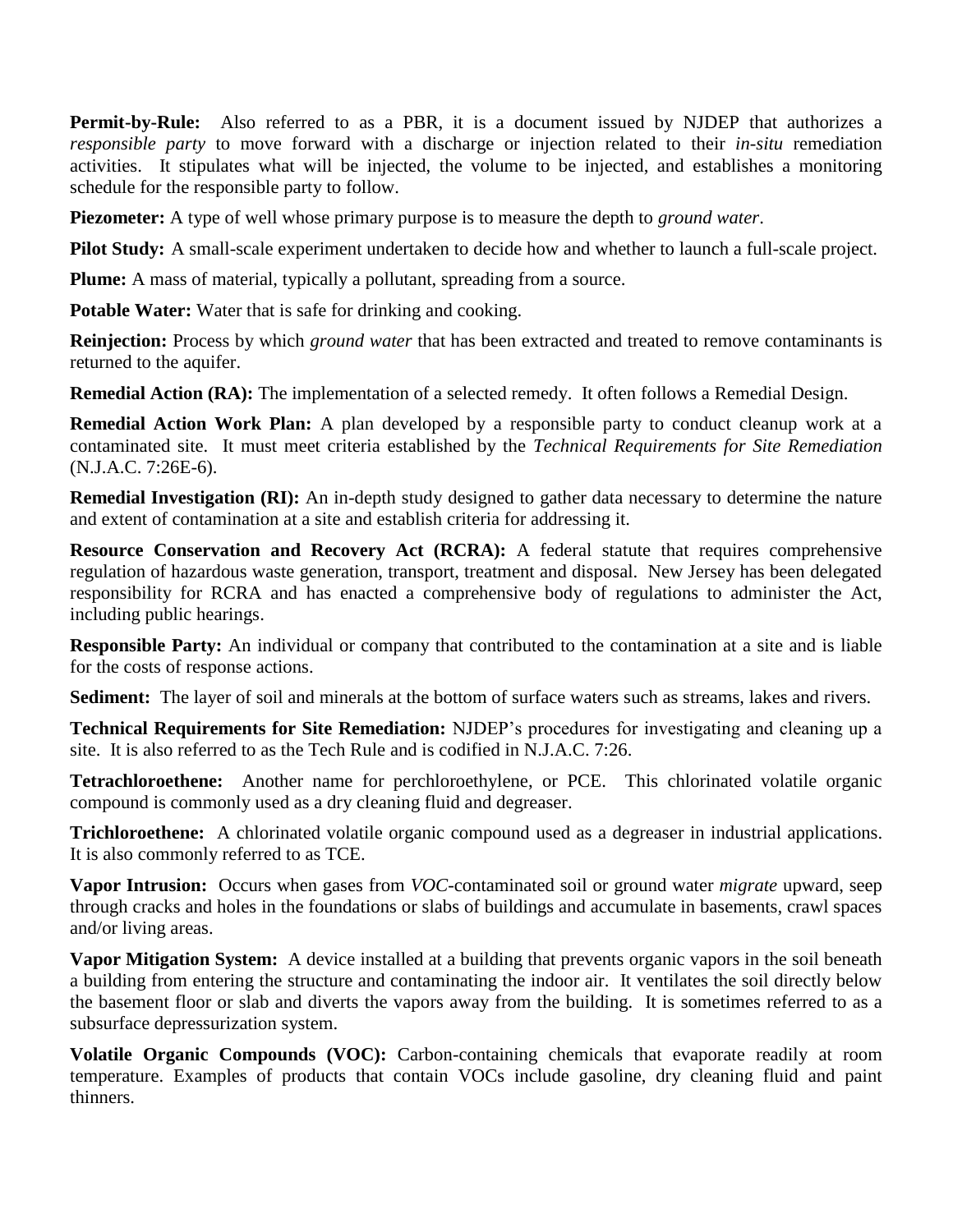**Permit-by-Rule:** Also referred to as a PBR, it is a document issued by NJDEP that authorizes a *responsible party* to move forward with a discharge or injection related to their *in-situ* remediation activities. It stipulates what will be injected, the volume to be injected, and establishes a monitoring schedule for the responsible party to follow.

**Piezometer:** A type of well whose primary purpose is to measure the depth to *ground water*.

**Pilot Study:** A small-scale experiment undertaken to decide how and whether to launch a full-scale project.

**Plume:** A mass of material, typically a pollutant, spreading from a source.

**Potable Water:** Water that is safe for drinking and cooking.

**Reinjection:** Process by which *ground water* that has been extracted and treated to remove contaminants is returned to the aquifer.

**Remedial Action (RA):** The implementation of a selected remedy. It often follows a Remedial Design.

**Remedial Action Work Plan:** A plan developed by a responsible party to conduct cleanup work at a contaminated site. It must meet criteria established by the *Technical Requirements for Site Remediation* (N.J.A.C. 7:26E-6).

**Remedial Investigation (RI):** An in-depth study designed to gather data necessary to determine the nature and extent of contamination at a site and establish criteria for addressing it.

**Resource Conservation and Recovery Act (RCRA):** A federal statute that requires comprehensive regulation of hazardous waste generation, transport, treatment and disposal. New Jersey has been delegated responsibility for RCRA and has enacted a comprehensive body of regulations to administer the Act, including public hearings.

**Responsible Party:** An individual or company that contributed to the contamination at a site and is liable for the costs of response actions.

**Sediment:** The layer of soil and minerals at the bottom of surface waters such as streams, lakes and rivers.

**Technical Requirements for Site Remediation:** NJDEP's procedures for investigating and cleaning up a site. It is also referred to as the Tech Rule and is codified in N.J.A.C. 7:26.

**Tetrachloroethene:** Another name for perchloroethylene, or PCE. This chlorinated volatile organic compound is commonly used as a dry cleaning fluid and degreaser.

**Trichloroethene:** A chlorinated volatile organic compound used as a degreaser in industrial applications. It is also commonly referred to as TCE.

**Vapor Intrusion:** Occurs when gases from *VOC*-contaminated soil or ground water *migrate* upward, seep through cracks and holes in the foundations or slabs of buildings and accumulate in basements, crawl spaces and/or living areas.

**Vapor Mitigation System:** A device installed at a building that prevents organic vapors in the soil beneath a building from entering the structure and contaminating the indoor air. It ventilates the soil directly below the basement floor or slab and diverts the vapors away from the building. It is sometimes referred to as a subsurface depressurization system.

**Volatile Organic Compounds (VOC):** Carbon-containing chemicals that evaporate readily at room temperature. Examples of products that contain VOCs include gasoline, dry cleaning fluid and paint thinners.